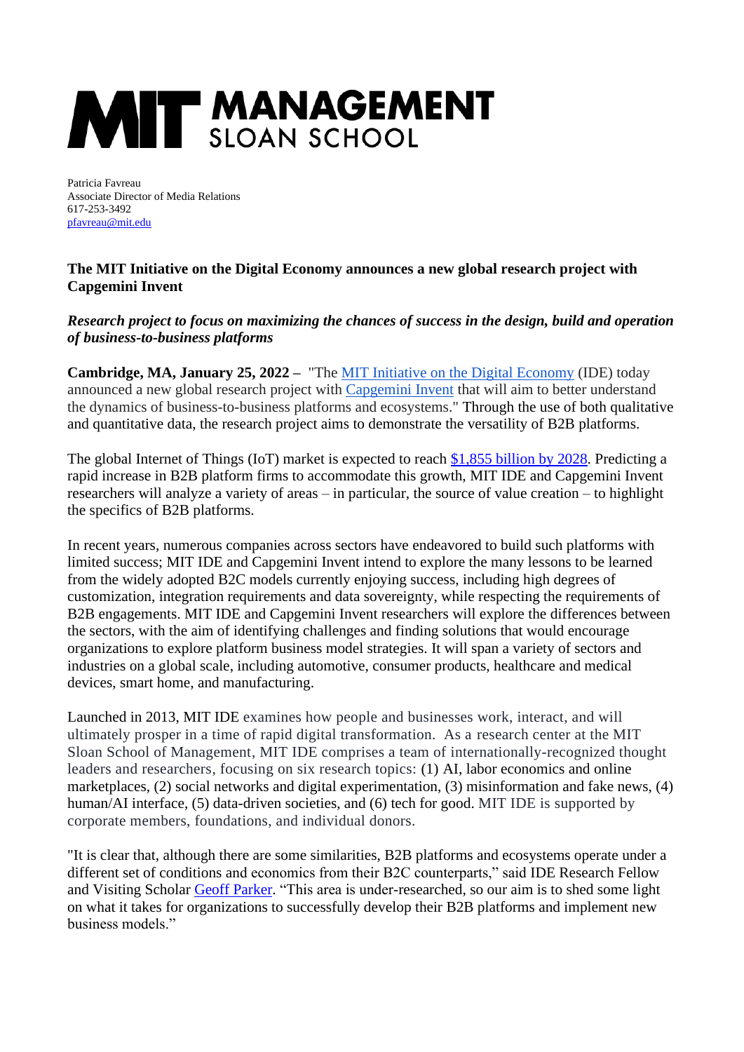# MIT MANAGEMENT SLOAN SCHOOL

Patricia Favreau
Associate Director of Media Relations
617-253-3492
pfavreau@mit.edu

## The MIT Initiative on the Digital Economy announces a new global research project with Capgemini Invent

***Research project to focus on maximizing the chances of success in the design, build and operation of business-to-business platforms***

**Cambridge, MA, January 25, 2022 –** "The MIT Initiative on the Digital Economy (IDE) today announced a new global research project with Capgemini Invent that will aim to better understand the dynamics of business-to-business platforms and ecosystems." Through the use of both qualitative and quantitative data, the research project aims to demonstrate the versatility of B2B platforms.

The global Internet of Things (IoT) market is expected to reach $1,855 billion by 2028. Predicting a rapid increase in B2B platform firms to accommodate this growth, MIT IDE and Capgemini Invent researchers will analyze a variety of areas – in particular, the source of value creation – to highlight the specifics of B2B platforms.

In recent years, numerous companies across sectors have endeavored to build such platforms with limited success; MIT IDE and Capgemini Invent intend to explore the many lessons to be learned from the widely adopted B2C models currently enjoying success, including high degrees of customization, integration requirements and data sovereignty, while respecting the requirements of B2B engagements. MIT IDE and Capgemini Invent researchers will explore the differences between the sectors, with the aim of identifying challenges and finding solutions that would encourage organizations to explore platform business model strategies. It will span a variety of sectors and industries on a global scale, including automotive, consumer products, healthcare and medical devices, smart home, and manufacturing.

Launched in 2013, MIT IDE examines how people and businesses work, interact, and will ultimately prosper in a time of rapid digital transformation. As a research center at the MIT Sloan School of Management, MIT IDE comprises a team of internationally-recognized thought leaders and researchers, focusing on six research topics: (1) AI, labor economics and online marketplaces, (2) social networks and digital experimentation, (3) misinformation and fake news, (4) human/AI interface, (5) data-driven societies, and (6) tech for good. MIT IDE is supported by corporate members, foundations, and individual donors.

"It is clear that, although there are some similarities, B2B platforms and ecosystems operate under a different set of conditions and economics from their B2C counterparts," said IDE Research Fellow and Visiting Scholar Geoff Parker. "This area is under-researched, so our aim is to shed some light on what it takes for organizations to successfully develop their B2B platforms and implement new business models."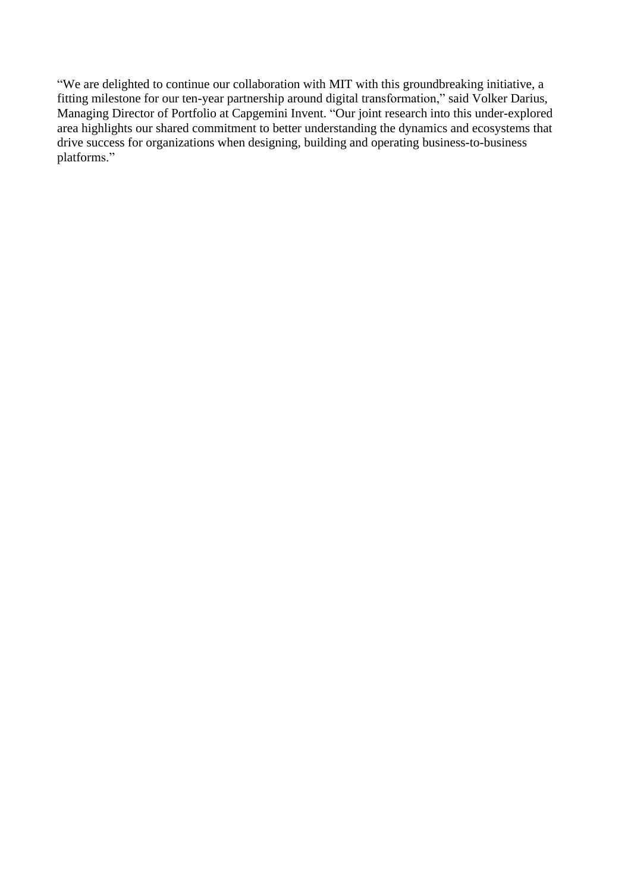"We are delighted to continue our collaboration with MIT with this groundbreaking initiative, a fitting milestone for our ten-year partnership around digital transformation," said Volker Darius, Managing Director of Portfolio at Capgemini Invent. "Our joint research into this under-explored area highlights our shared commitment to better understanding the dynamics and ecosystems that drive success for organizations when designing, building and operating business-to-business platforms."